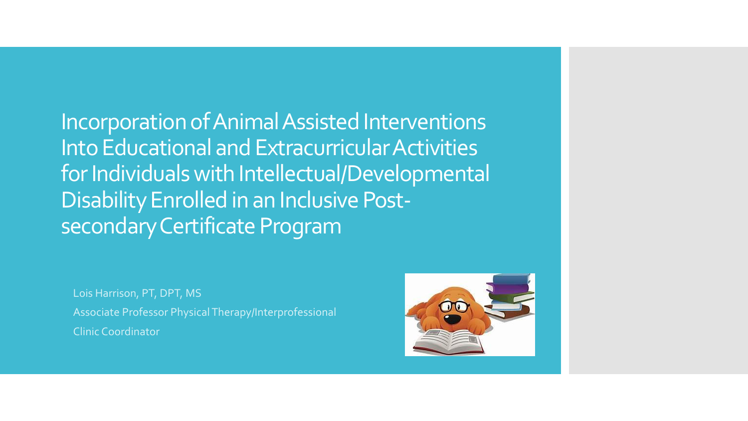# Incorporation of Animal Assisted Interventions Into Educational and Extracurricular Activities for Individuals with Intellectual/Developmental Disability Enrolled in an Inclusive Post-secondary Certificate Program

Lois Harrison, PT, DPT, MS

Associate Professor Physical Therapy/Interprofessional Clinic Coordinator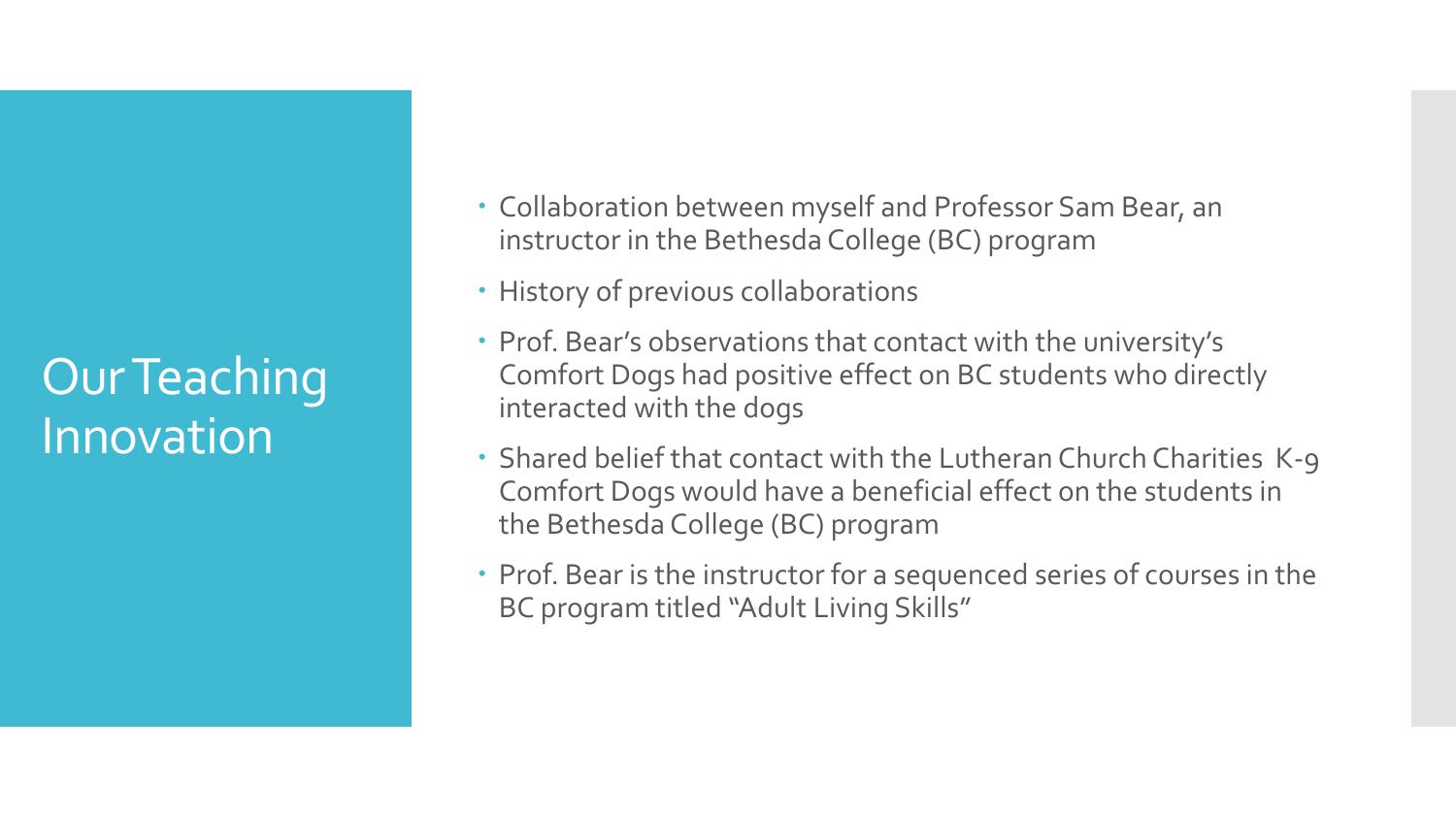# Our Teaching Innovation

- Collaboration between myself and Professor Sam Bear, an instructor in the Bethesda College (BC) program
- History of previous collaborations
- Prof. Bear's observations that contact with the university's Comfort Dogs had positive effect on BC students who directly interacted with the dogs
- Shared belief that contact with the Lutheran Church Charities K-9 Comfort Dogs would have a beneficial effect on the students in the Bethesda College (BC) program
- Prof. Bear is the instructor for a sequenced series of courses in the BC program titled "Adult Living Skills"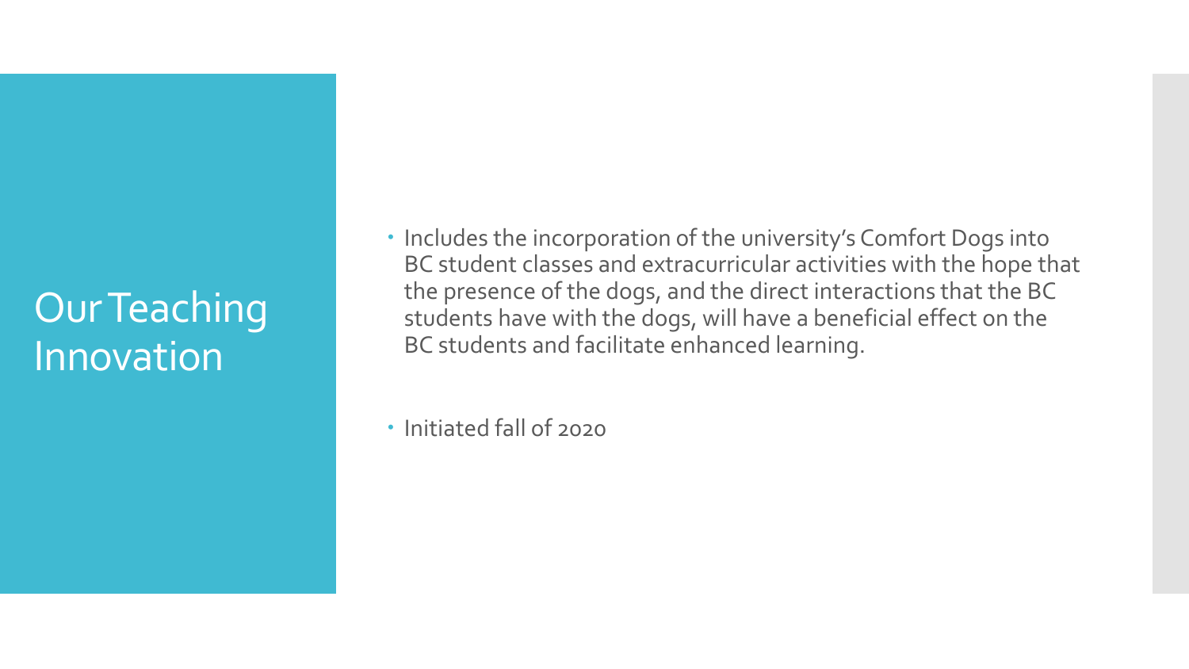# Our Teaching Innovation

- Includes the incorporation of the university's Comfort Dogs into BC student classes and extracurricular activities with the hope that the presence of the dogs, and the direct interactions that the BC students have with the dogs, will have a beneficial effect on the BC students and facilitate enhanced learning.

- Initiated fall of 2020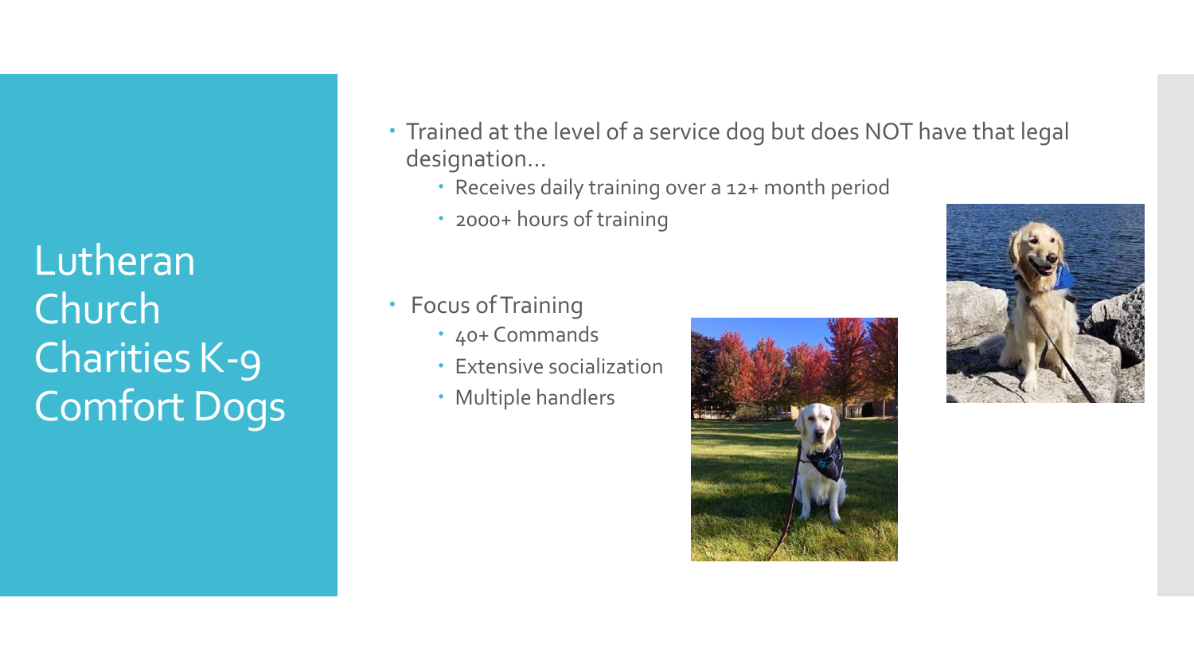# Lutheran Church Charities K-9 Comfort Dogs

- Trained at the level of a service dog but does NOT have that legal designation…
  - Receives daily training over a 12+ month period
  - 2000+ hours of training

- Focus of Training
  - 40+ Commands
  - Extensive socialization
  - Multiple handlers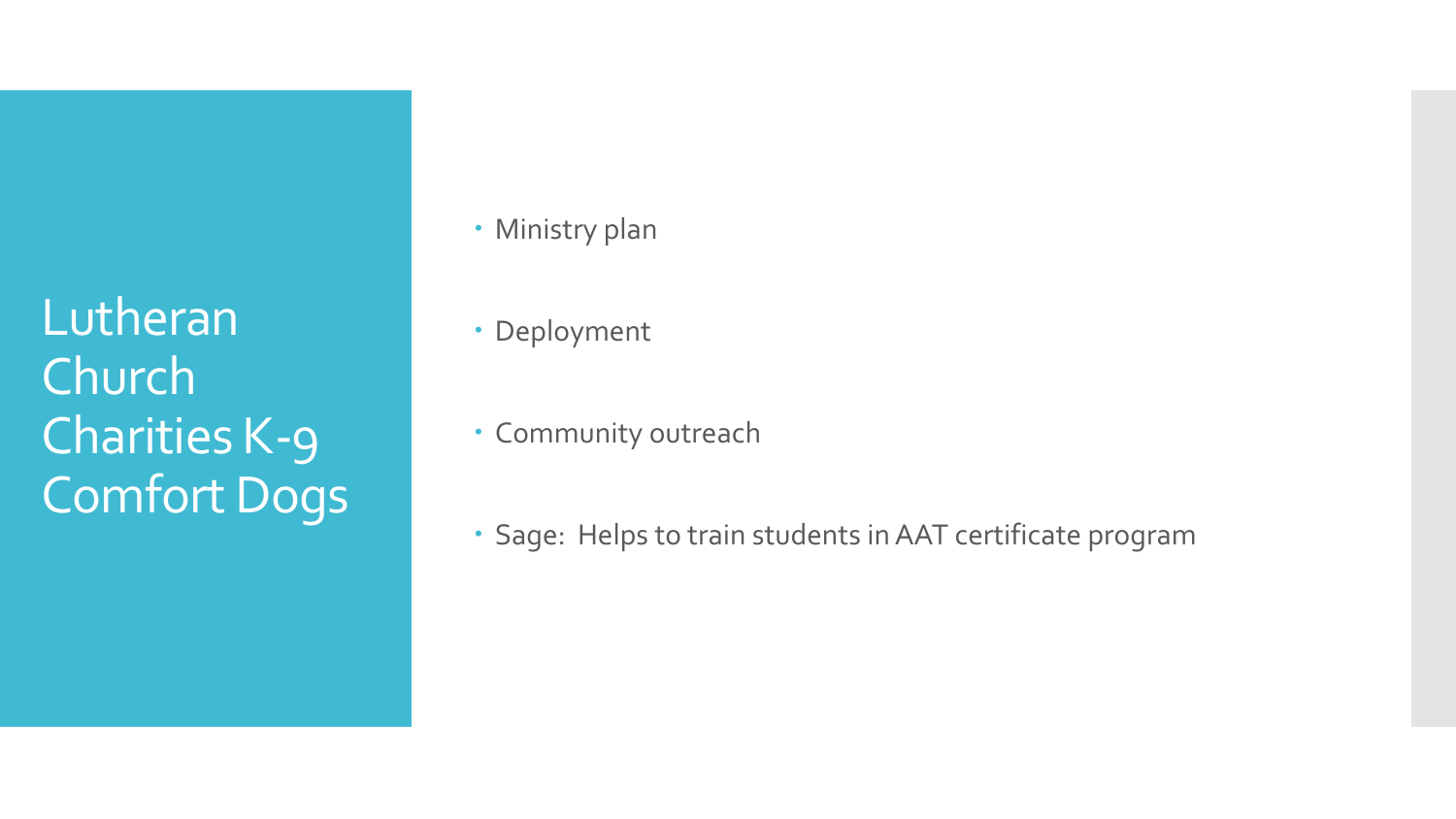# Lutheran Church Charities K-9 Comfort Dogs

- Ministry plan
- Deployment
- Community outreach
- Sage: Helps to train students in AAT certificate program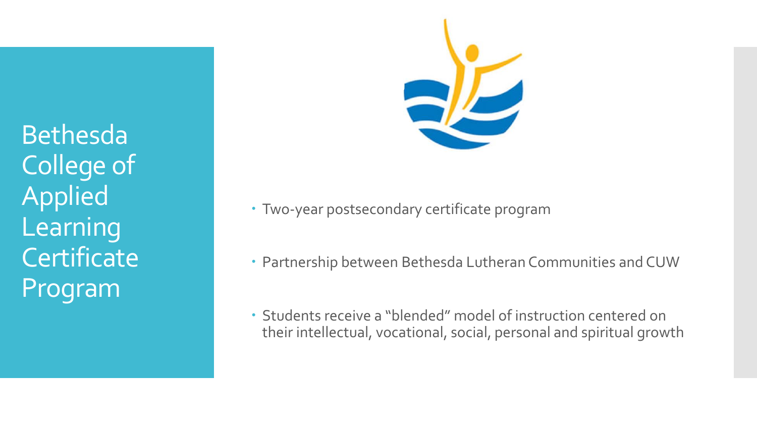# Bethesda College of Applied Learning Certificate Program

- Two-year postsecondary certificate program
- Partnership between Bethesda Lutheran Communities and CUW
- Students receive a "blended" model of instruction centered on their intellectual, vocational, social, personal and spiritual growth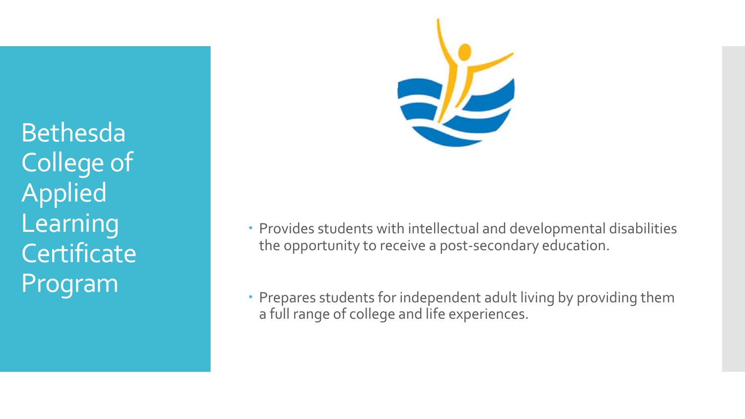# Bethesda College of Applied Learning Certificate Program

- Provides students with intellectual and developmental disabilities the opportunity to receive a post-secondary education.
- Prepares students for independent adult living by providing them a full range of college and life experiences.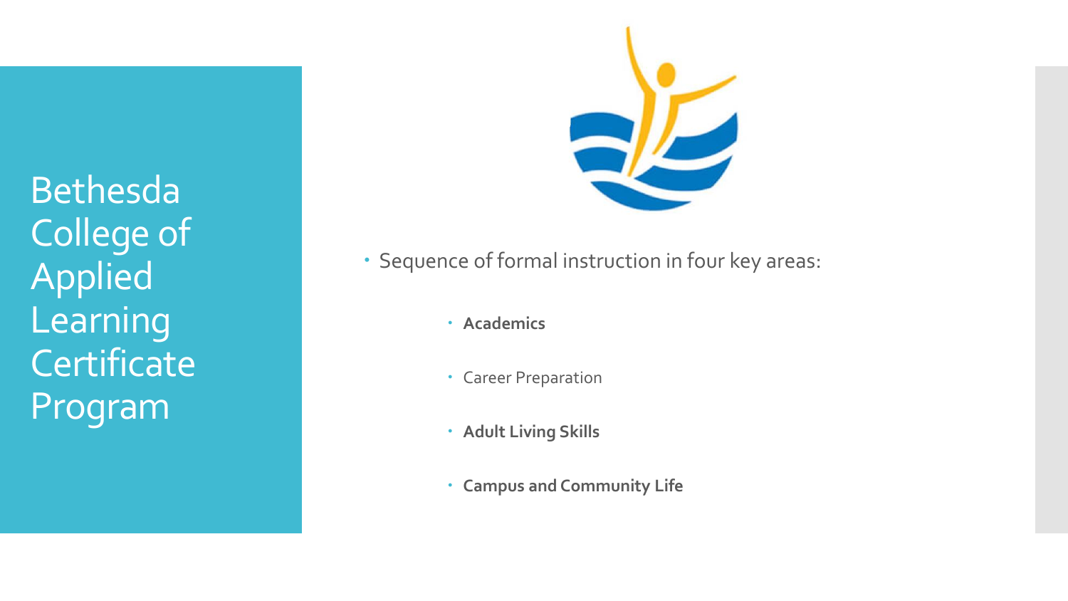# Bethesda College of Applied Learning Certificate Program

- Sequence of formal instruction in four key areas:
  - **Academics**
  - Career Preparation
  - **Adult Living Skills**
  - **Campus and Community Life**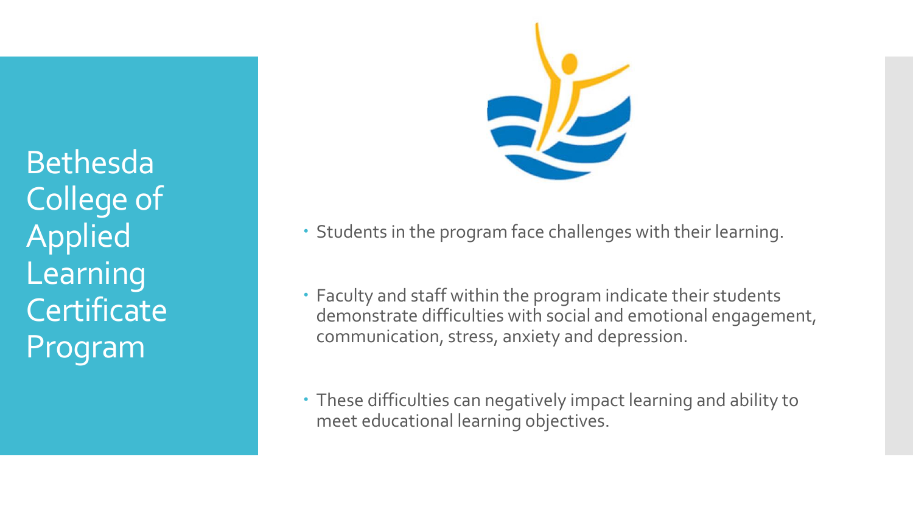# Bethesda College of Applied Learning Certificate Program

- Students in the program face challenges with their learning.
- Faculty and staff within the program indicate their students demonstrate difficulties with social and emotional engagement, communication, stress, anxiety and depression.
- These difficulties can negatively impact learning and ability to meet educational learning objectives.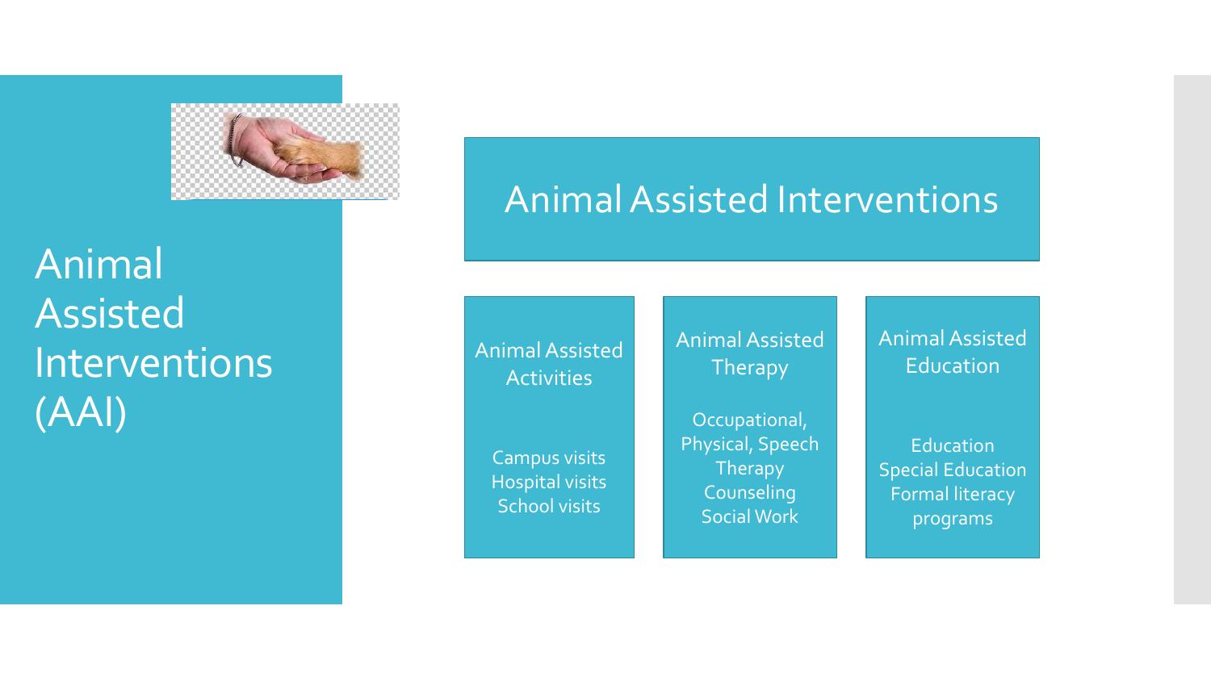# Animal Assisted Interventions (AAI)

## Animal Assisted Interventions

### Animal Assisted Activities

Campus visits
Hospital visits
School visits

### Animal Assisted Therapy

Occupational, Physical, Speech Therapy
Counseling
Social Work

### Animal Assisted Education

Education
Special Education
Formal literacy programs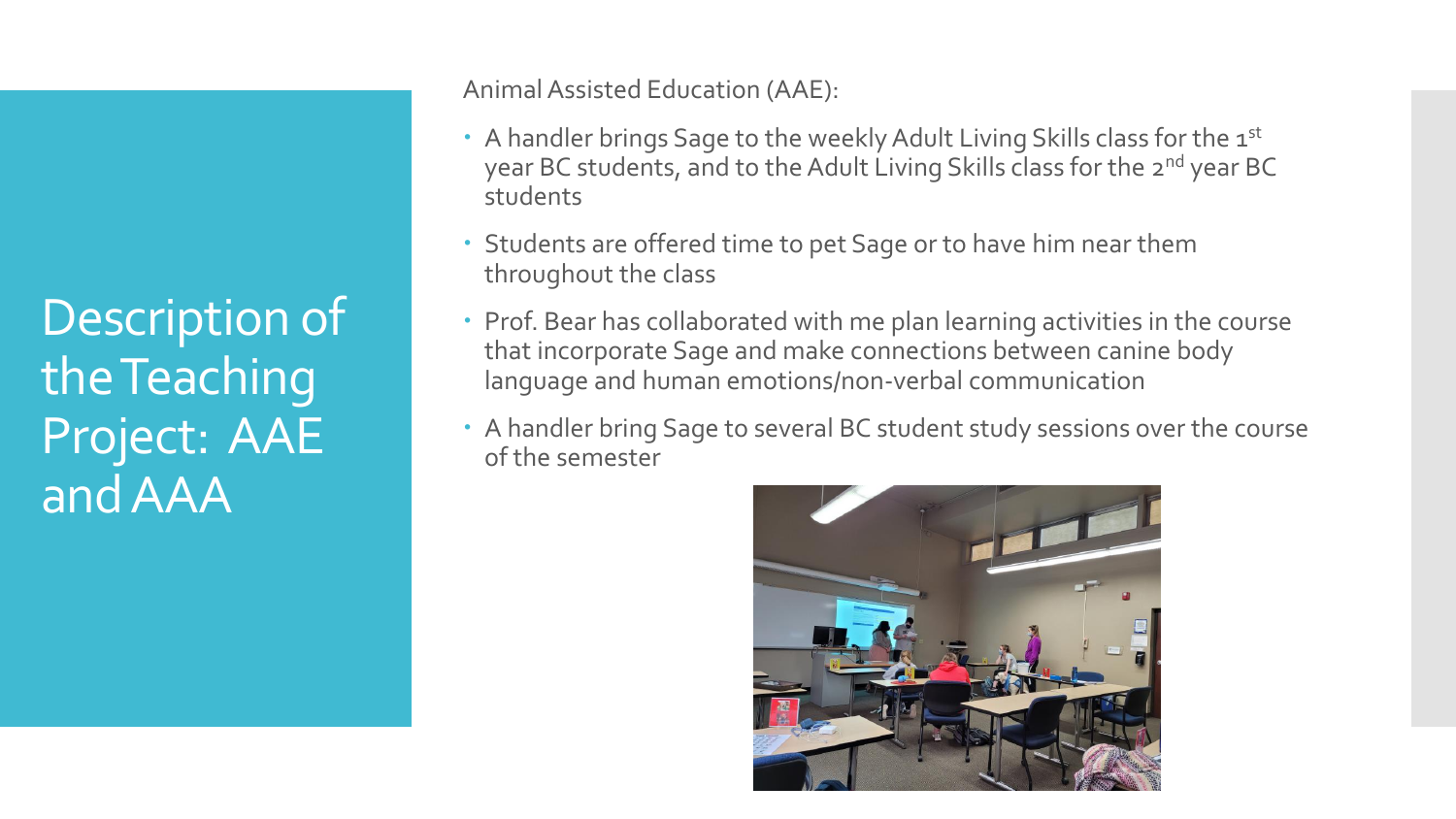# Description of the Teaching Project: AAE and AAA

Animal Assisted Education (AAE):

- A handler brings Sage to the weekly Adult Living Skills class for the 1st year BC students, and to the Adult Living Skills class for the 2nd year BC students
- Students are offered time to pet Sage or to have him near them throughout the class
- Prof. Bear has collaborated with me plan learning activities in the course that incorporate Sage and make connections between canine body language and human emotions/non-verbal communication
- A handler bring Sage to several BC student study sessions over the course of the semester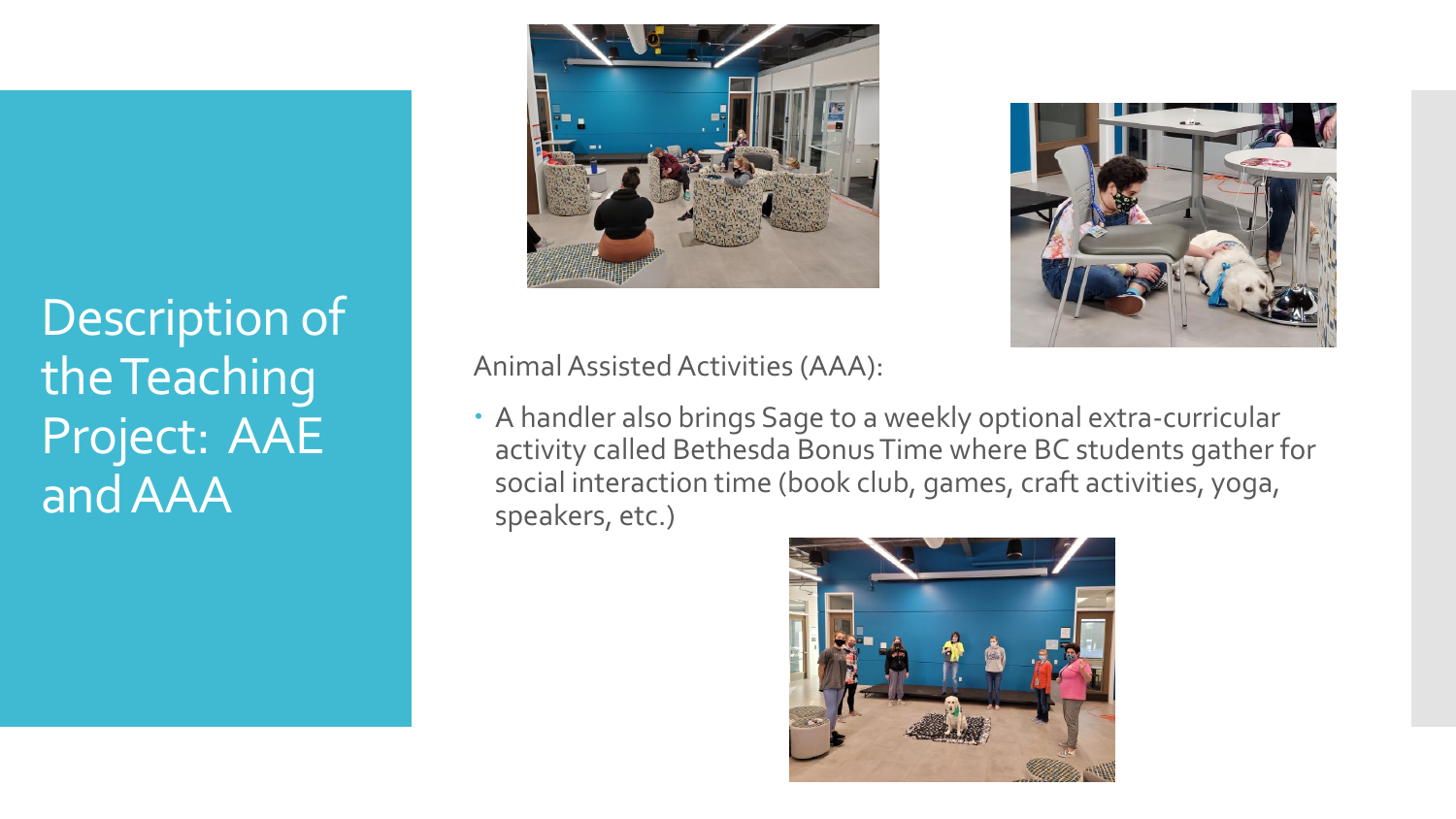# Description of the Teaching Project: AAE and AAA

Animal Assisted Activities (AAA):

- A handler also brings Sage to a weekly optional extra-curricular activity called Bethesda Bonus Time where BC students gather for social interaction time (book club, games, craft activities, yoga, speakers, etc.)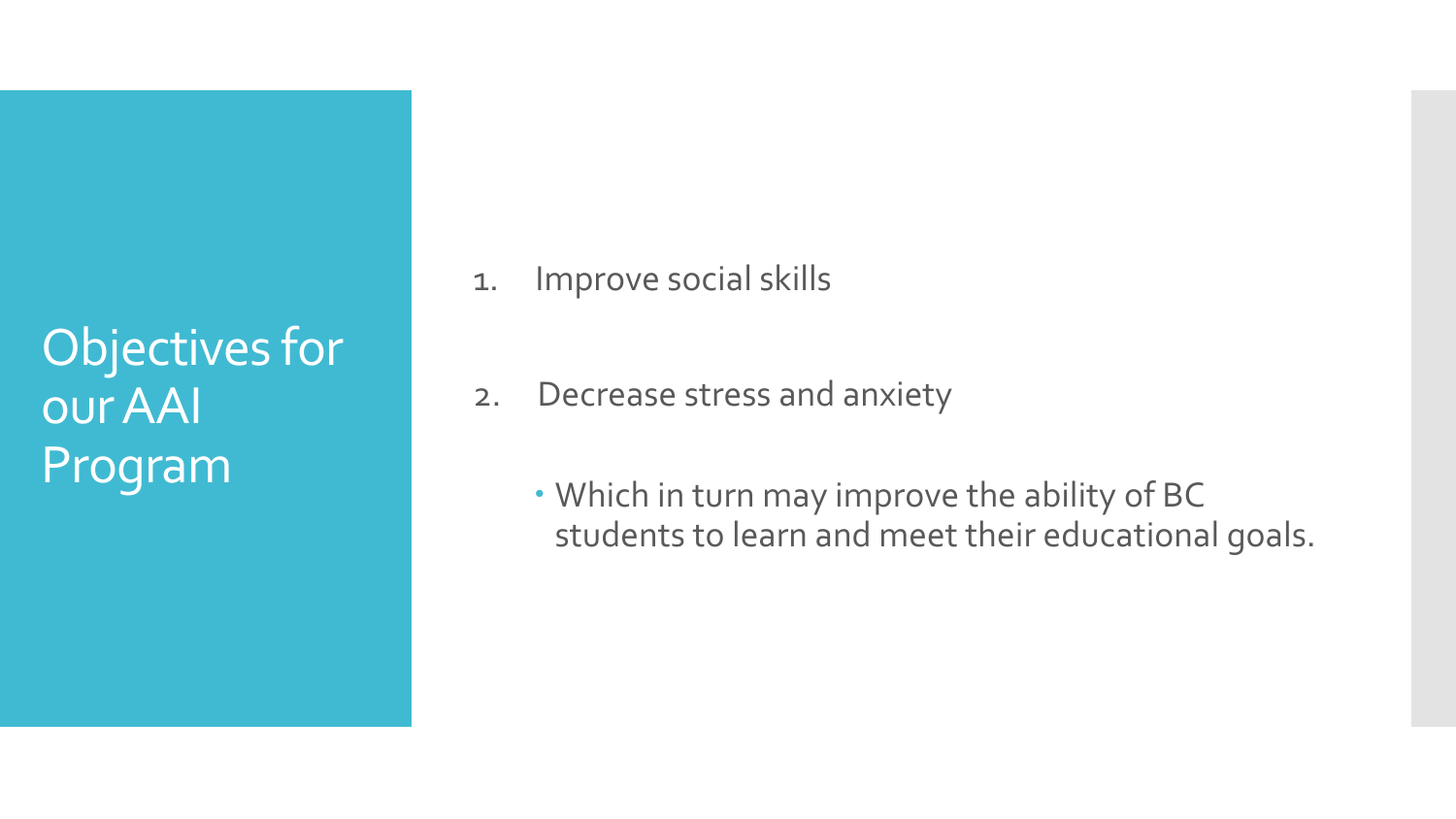# Objectives for our AAI Program

1. Improve social skills

2. Decrease stress and anxiety

   - Which in turn may improve the ability of BC students to learn and meet their educational goals.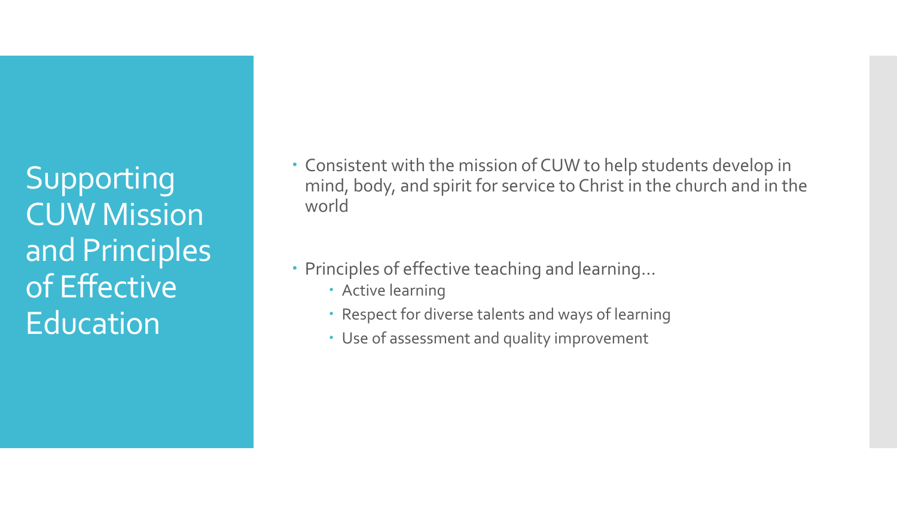# Supporting CUW Mission and Principles of Effective Education

- Consistent with the mission of CUW to help students develop in mind, body, and spirit for service to Christ in the church and in the world
- Principles of effective teaching and learning…
  - Active learning
  - Respect for diverse talents and ways of learning
  - Use of assessment and quality improvement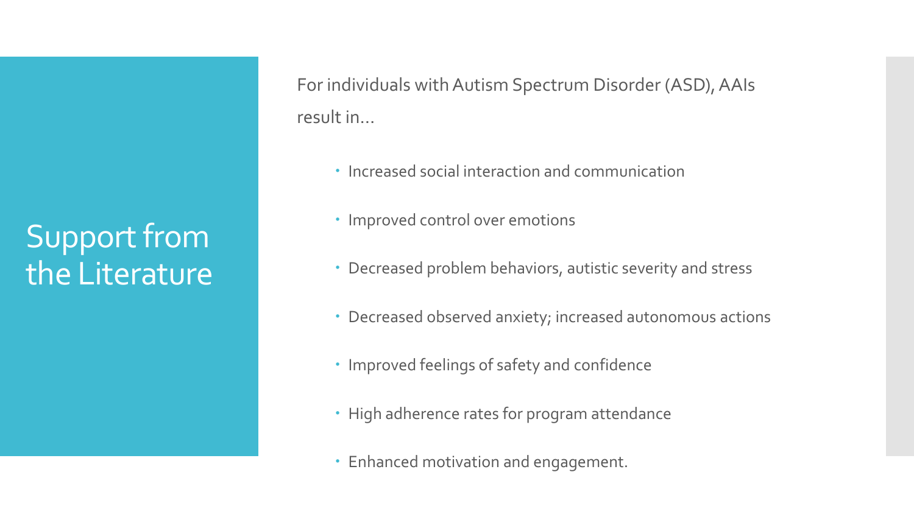# Support from the Literature

For individuals with Autism Spectrum Disorder (ASD), AAIs result in…

- Increased social interaction and communication
- Improved control over emotions
- Decreased problem behaviors, autistic severity and stress
- Decreased observed anxiety; increased autonomous actions
- Improved feelings of safety and confidence
- High adherence rates for program attendance
- Enhanced motivation and engagement.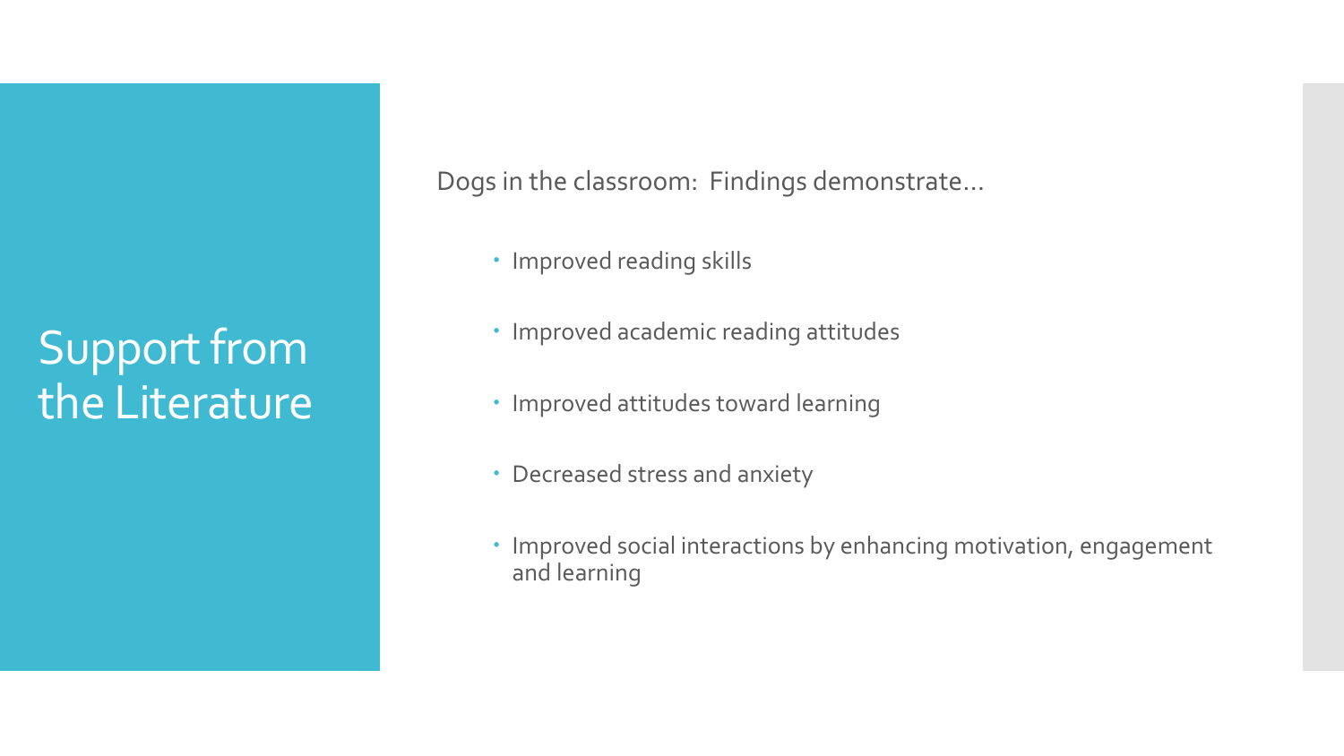# Support from the Literature

Dogs in the classroom: Findings demonstrate…

- Improved reading skills
- Improved academic reading attitudes
- Improved attitudes toward learning
- Decreased stress and anxiety
- Improved social interactions by enhancing motivation, engagement and learning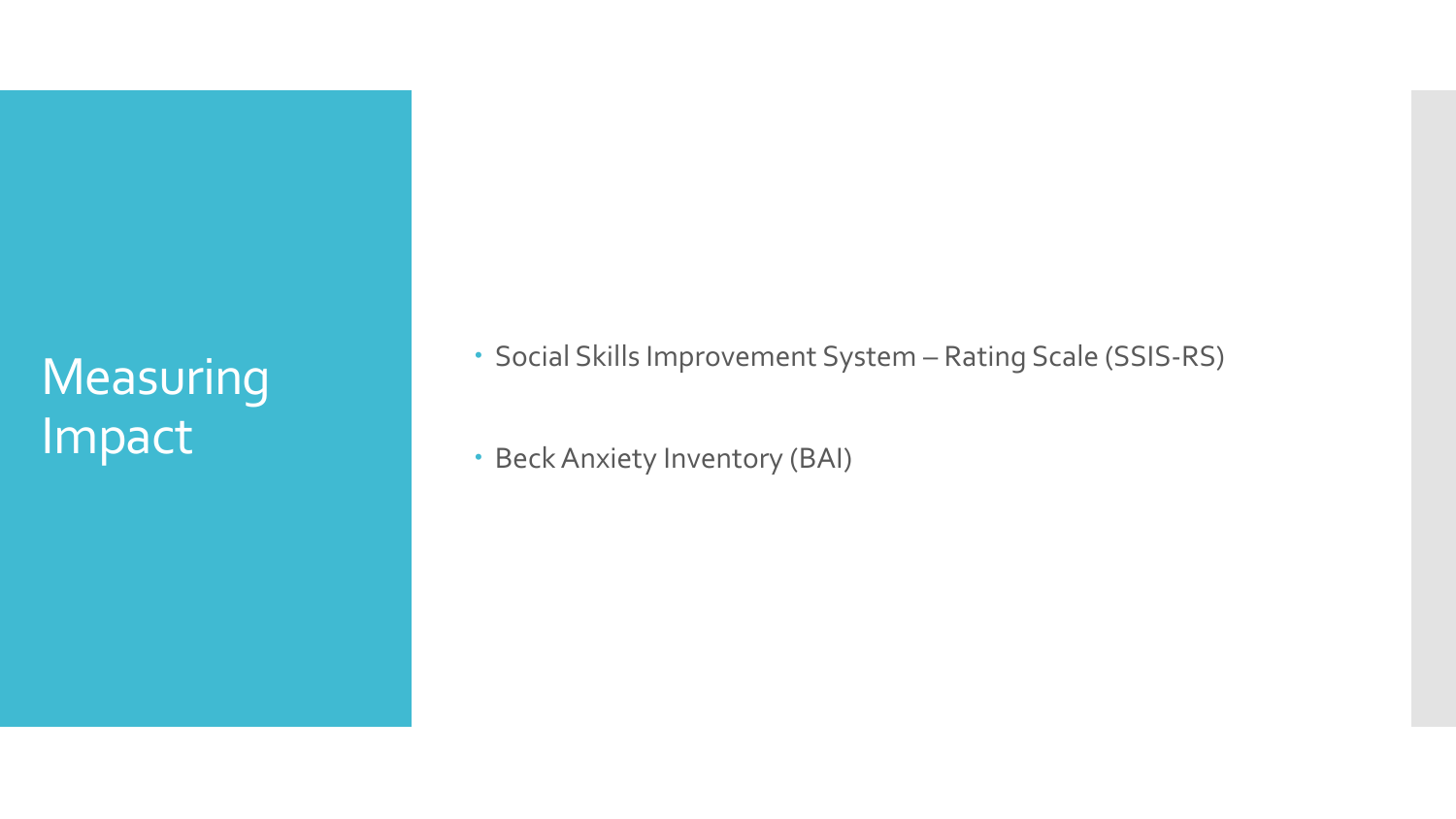# Measuring Impact

- Social Skills Improvement System – Rating Scale (SSIS-RS)
- Beck Anxiety Inventory (BAI)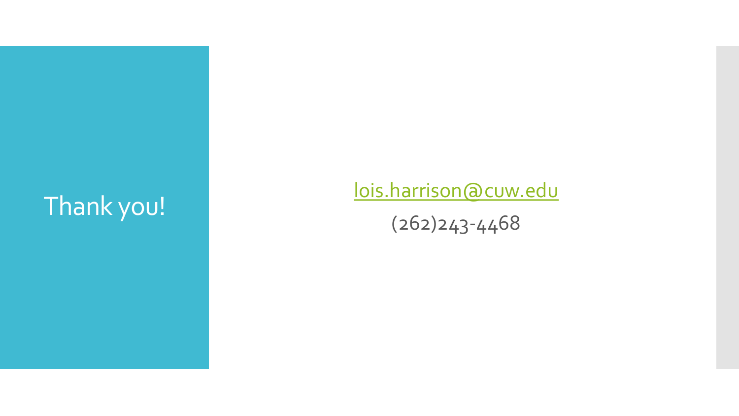# Thank you!

lois.harrison@cuw.edu

(262)243-4468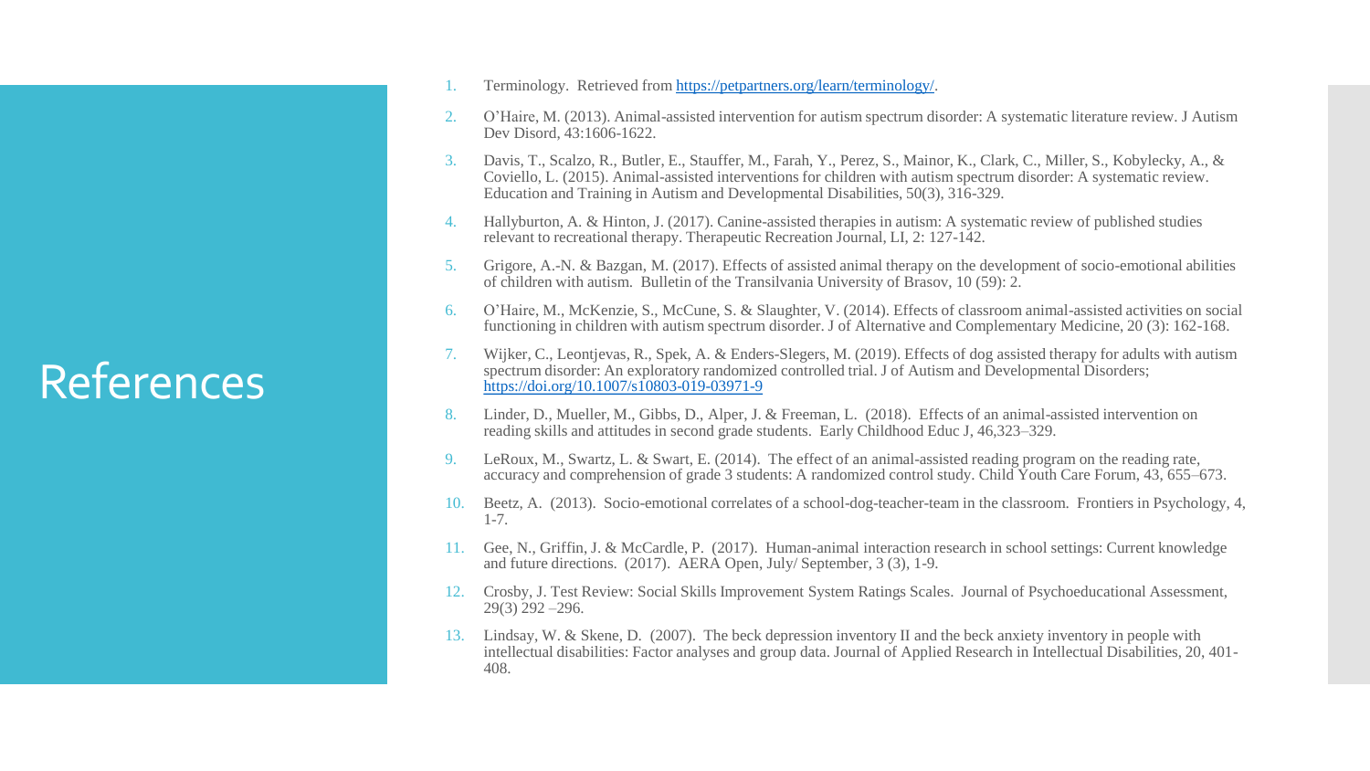# References

1. Terminology. Retrieved from https://petpartners.org/learn/terminology/.
2. O'Haire, M. (2013). Animal-assisted intervention for autism spectrum disorder: A systematic literature review. J Autism Dev Disord, 43:1606-1622.
3. Davis, T., Scalzo, R., Butler, E., Stauffer, M., Farah, Y., Perez, S., Mainor, K., Clark, C., Miller, S., Kobylecky, A., & Coviello, L. (2015). Animal-assisted interventions for children with autism spectrum disorder: A systematic review. Education and Training in Autism and Developmental Disabilities, 50(3), 316-329.
4. Hallyburton, A. & Hinton, J. (2017). Canine-assisted therapies in autism: A systematic review of published studies relevant to recreational therapy. Therapeutic Recreation Journal, LI, 2: 127-142.
5. Grigore, A.-N. & Bazgan, M. (2017). Effects of assisted animal therapy on the development of socio-emotional abilities of children with autism. Bulletin of the Transilvania University of Brasov, 10 (59): 2.
6. O'Haire, M., McKenzie, S., McCune, S. & Slaughter, V. (2014). Effects of classroom animal-assisted activities on social functioning in children with autism spectrum disorder. J of Alternative and Complementary Medicine, 20 (3): 162-168.
7. Wijker, C., Leontjevas, R., Spek, A. & Enders-Slegers, M. (2019). Effects of dog assisted therapy for adults with autism spectrum disorder: An exploratory randomized controlled trial. J of Autism and Developmental Disorders; https://doi.org/10.1007/s10803-019-03971-9
8. Linder, D., Mueller, M., Gibbs, D., Alper, J. & Freeman, L. (2018). Effects of an animal-assisted intervention on reading skills and attitudes in second grade students. Early Childhood Educ J, 46,323–329.
9. LeRoux, M., Swartz, L. & Swart, E. (2014). The effect of an animal-assisted reading program on the reading rate, accuracy and comprehension of grade 3 students: A randomized control study. Child Youth Care Forum, 43, 655–673.
10. Beetz, A. (2013). Socio-emotional correlates of a school-dog-teacher-team in the classroom. Frontiers in Psychology, 4, 1-7.
11. Gee, N., Griffin, J. & McCardle, P. (2017). Human-animal interaction research in school settings: Current knowledge and future directions. (2017). AERA Open, July/ September, 3 (3), 1-9.
12. Crosby, J. Test Review: Social Skills Improvement System Ratings Scales. Journal of Psychoeducational Assessment, 29(3) 292 –296.
13. Lindsay, W. & Skene, D. (2007). The beck depression inventory II and the beck anxiety inventory in people with intellectual disabilities: Factor analyses and group data. Journal of Applied Research in Intellectual Disabilities, 20, 401-408.